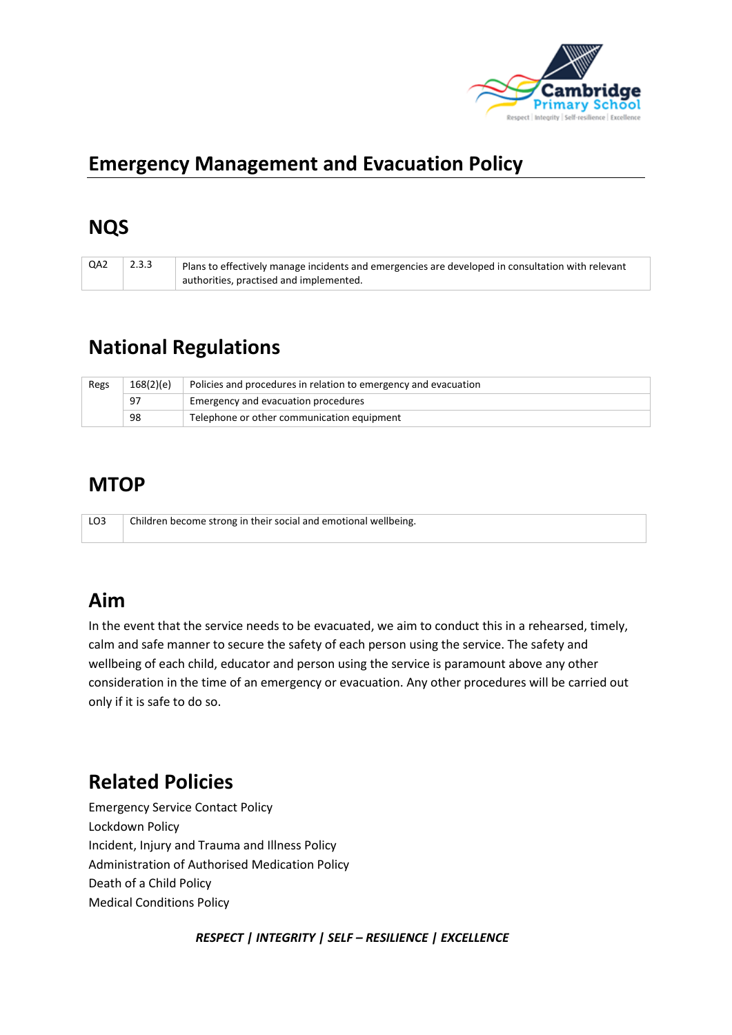# Emergency Management and Evacuation Policy

## NQS

| QA2 | 2.3.3 | Plans to effectively manage incidents and emergencies are developed in consultation with relevant authorities, practised and implemented. |
|---|---|---|

## National Regulations

| Regs | 168(2)(e) | Policies and procedures in relation to emergency and evacuation |
|---|---|---|
| | 97 | Emergency and evacuation procedures |
| | 98 | Telephone or other communication equipment |

## MTOP

| LO3 | Children become strong in their social and emotional wellbeing. |
|---|---|

## Aim

In the event that the service needs to be evacuated, we aim to conduct this in a rehearsed, timely, calm and safe manner to secure the safety of each person using the service. The safety and wellbeing of each child, educator and person using the service is paramount above any other consideration in the time of an emergency or evacuation. Any other procedures will be carried out only if it is safe to do so.

## Related Policies

Emergency Service Contact Policy
Lockdown Policy
Incident, Injury and Trauma and Illness Policy
Administration of Authorised Medication Policy
Death of a Child Policy
Medical Conditions Policy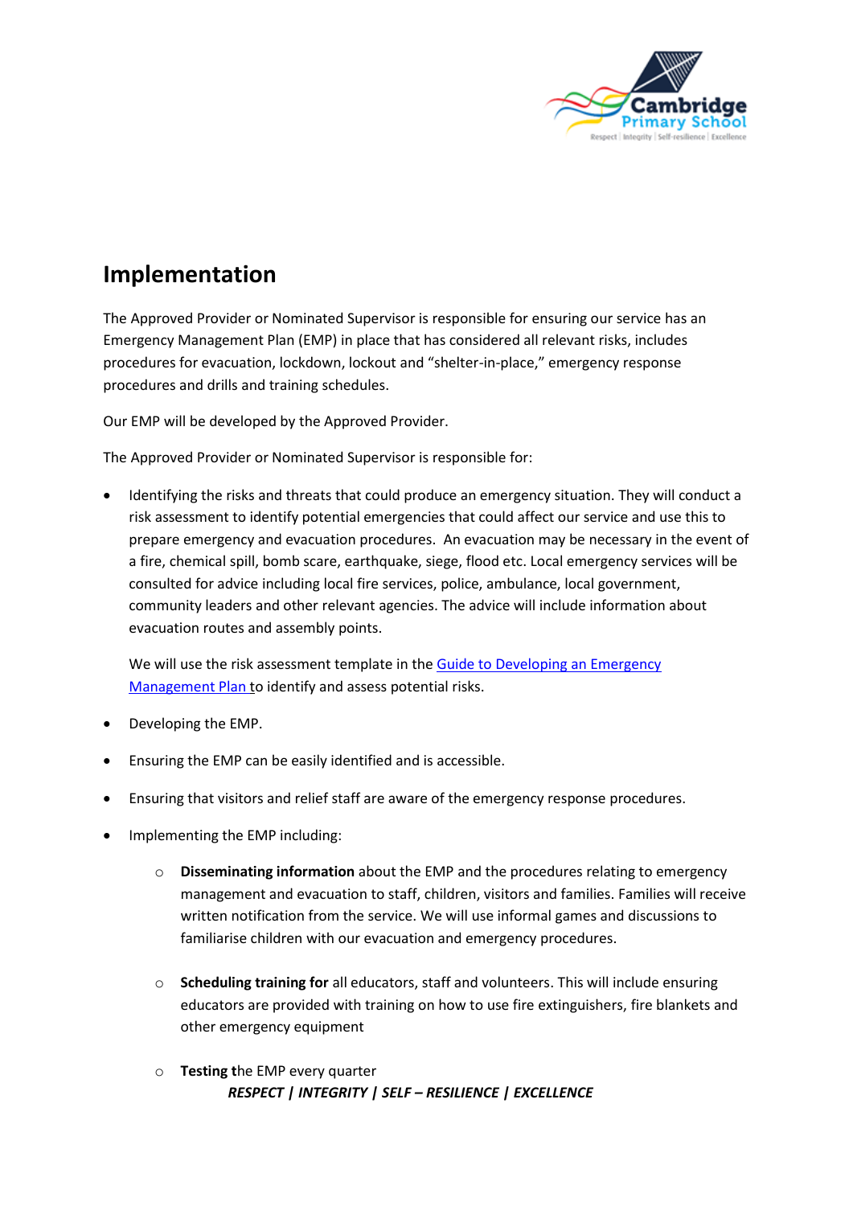## Implementation

The Approved Provider or Nominated Supervisor is responsible for ensuring our service has an Emergency Management Plan (EMP) in place that has considered all relevant risks, includes procedures for evacuation, lockdown, lockout and “shelter-in-place,” emergency response procedures and drills and training schedules.

Our EMP will be developed by the Approved Provider.

The Approved Provider or Nominated Supervisor is responsible for:

- Identifying the risks and threats that could produce an emergency situation. They will conduct a risk assessment to identify potential emergencies that could affect our service and use this to prepare emergency and evacuation procedures. An evacuation may be necessary in the event of a fire, chemical spill, bomb scare, earthquake, siege, flood etc. Local emergency services will be consulted for advice including local fire services, police, ambulance, local government, community leaders and other relevant agencies. The advice will include information about evacuation routes and assembly points.

  We will use the risk assessment template in the [Guide to Developing an Emergency Management Plan](Guide to Developing an Emergency Management Plan) to identify and assess potential risks.

- Developing the EMP.
- Ensuring the EMP can be easily identified and is accessible.
- Ensuring that visitors and relief staff are aware of the emergency response procedures.
- Implementing the EMP including:
  - **Disseminating information** about the EMP and the procedures relating to emergency management and evacuation to staff, children, visitors and families. Families will receive written notification from the service. We will use informal games and discussions to familiarise children with our evacuation and emergency procedures.
  - **Scheduling training for** all educators, staff and volunteers. This will include ensuring educators are provided with training on how to use fire extinguishers, fire blankets and other emergency equipment
  - **Testing t**he EMP every quarter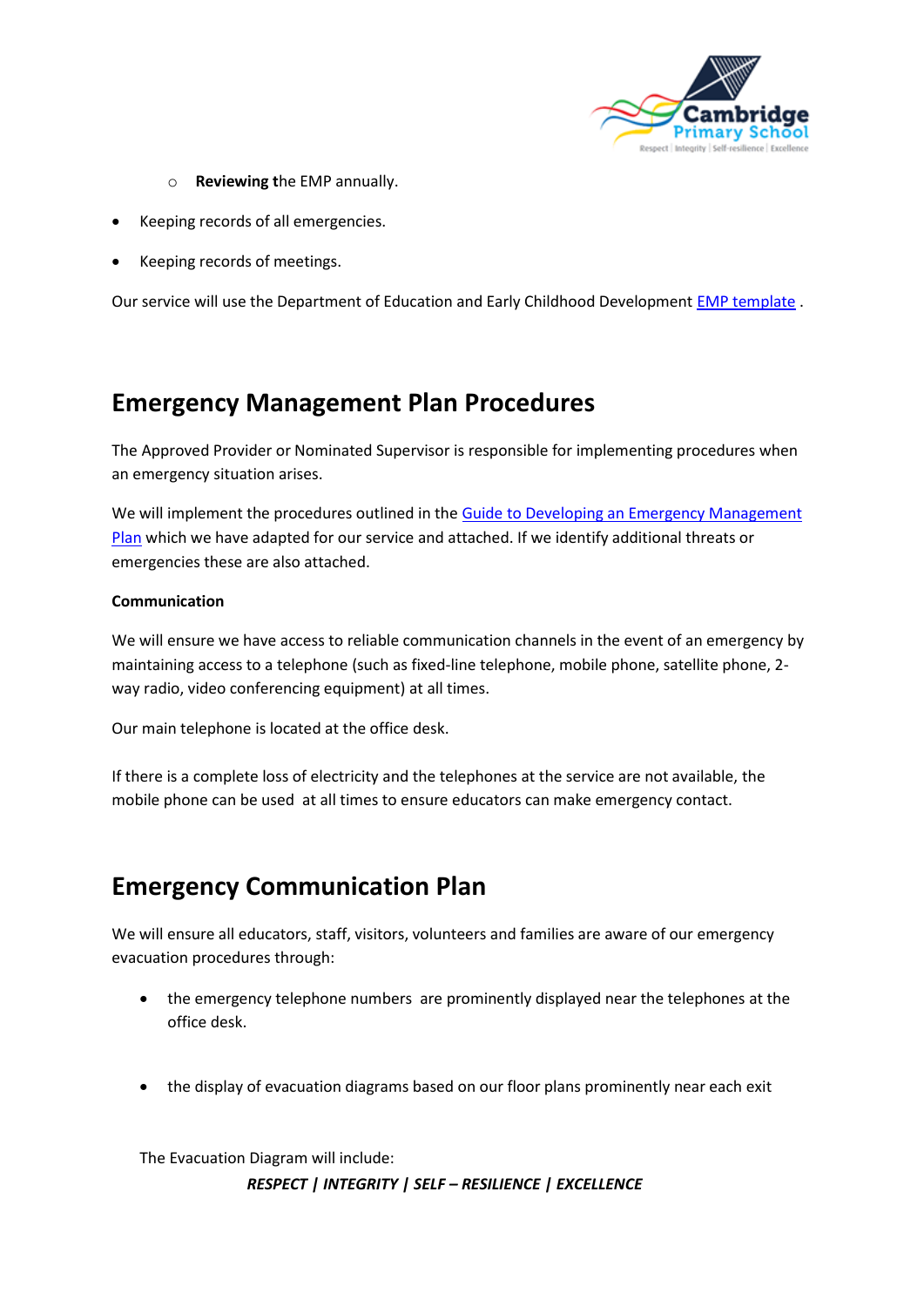- **Reviewing t**he EMP annually.

- Keeping records of all emergencies.
- Keeping records of meetings.

Our service will use the Department of Education and Early Childhood Development [EMP template](#) .

## Emergency Management Plan Procedures

The Approved Provider or Nominated Supervisor is responsible for implementing procedures when an emergency situation arises.

We will implement the procedures outlined in the [Guide to Developing an Emergency Management Plan](#) which we have adapted for our service and attached. If we identify additional threats or emergencies these are also attached.

**Communication**

We will ensure we have access to reliable communication channels in the event of an emergency by maintaining access to a telephone (such as fixed-line telephone, mobile phone, satellite phone, 2-way radio, video conferencing equipment) at all times.

Our main telephone is located at the office desk.

If there is a complete loss of electricity and the telephones at the service are not available, the mobile phone can be used at all times to ensure educators can make emergency contact.

## Emergency Communication Plan

We will ensure all educators, staff, visitors, volunteers and families are aware of our emergency evacuation procedures through:

- the emergency telephone numbers are prominently displayed near the telephones at the office desk.

- the display of evacuation diagrams based on our floor plans prominently near each exit

The Evacuation Diagram will include: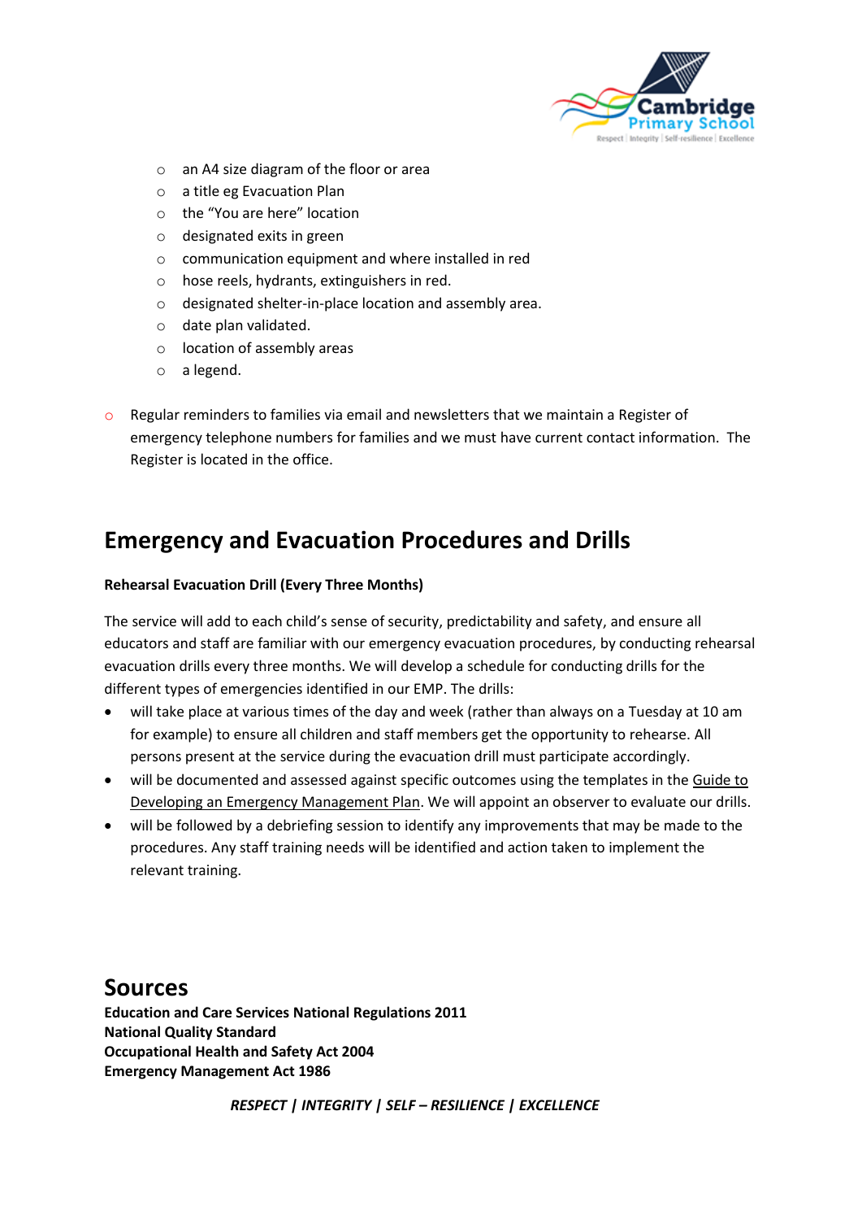- an A4 size diagram of the floor or area
  - a title eg Evacuation Plan
  - the "You are here" location
  - designated exits in green
  - communication equipment and where installed in red
  - hose reels, hydrants, extinguishers in red.
  - designated shelter-in-place location and assembly area.
  - date plan validated.
  - location of assembly areas
  - a legend.

- Regular reminders to families via email and newsletters that we maintain a Register of emergency telephone numbers for families and we must have current contact information. The Register is located in the office.

## Emergency and Evacuation Procedures and Drills

**Rehearsal Evacuation Drill (Every Three Months)**

The service will add to each child's sense of security, predictability and safety, and ensure all educators and staff are familiar with our emergency evacuation procedures, by conducting rehearsal evacuation drills every three months. We will develop a schedule for conducting drills for the different types of emergencies identified in our EMP. The drills:

- will take place at various times of the day and week (rather than always on a Tuesday at 10 am for example) to ensure all children and staff members get the opportunity to rehearse. All persons present at the service during the evacuation drill must participate accordingly.
- will be documented and assessed against specific outcomes using the templates in the Guide to Developing an Emergency Management Plan. We will appoint an observer to evaluate our drills.
- will be followed by a debriefing session to identify any improvements that may be made to the procedures. Any staff training needs will be identified and action taken to implement the relevant training.

## Sources

**Education and Care Services National Regulations 2011**
**National Quality Standard**
**Occupational Health and Safety Act 2004**
**Emergency Management Act 1986**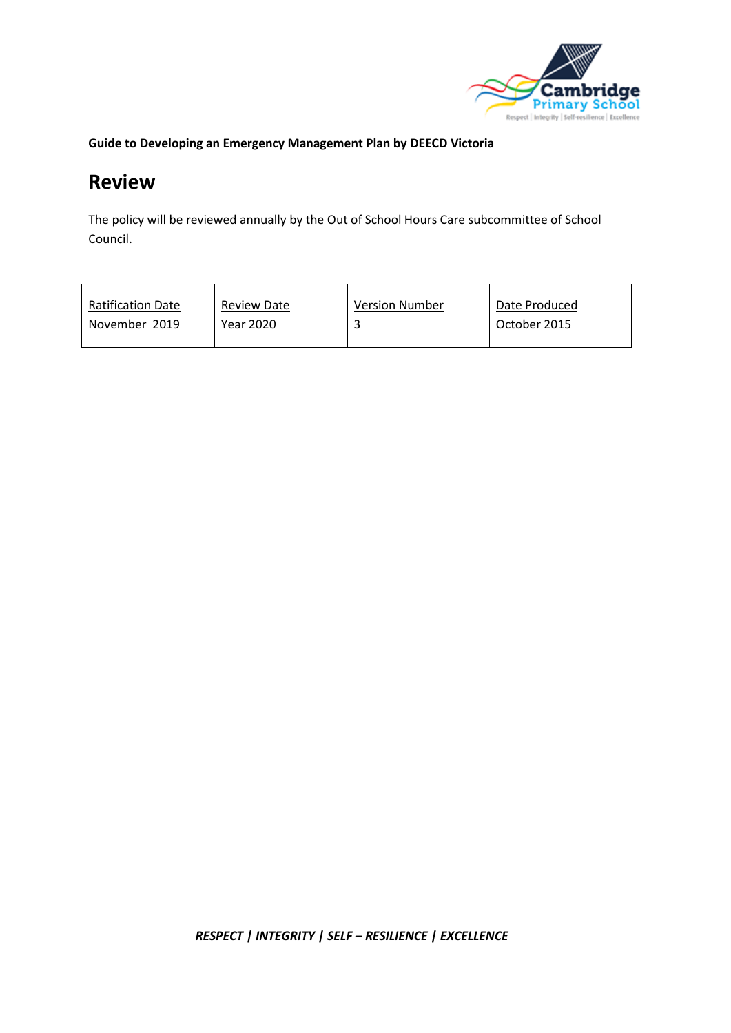**Guide to Developing an Emergency Management Plan by DEECD Victoria**

## Review

The policy will be reviewed annually by the Out of School Hours Care subcommittee of School Council.

| Ratification Date | Review Date | Version Number | Date Produced |
|---|---|---|---|
| November 2019 | Year 2020 | 3 | October 2015 |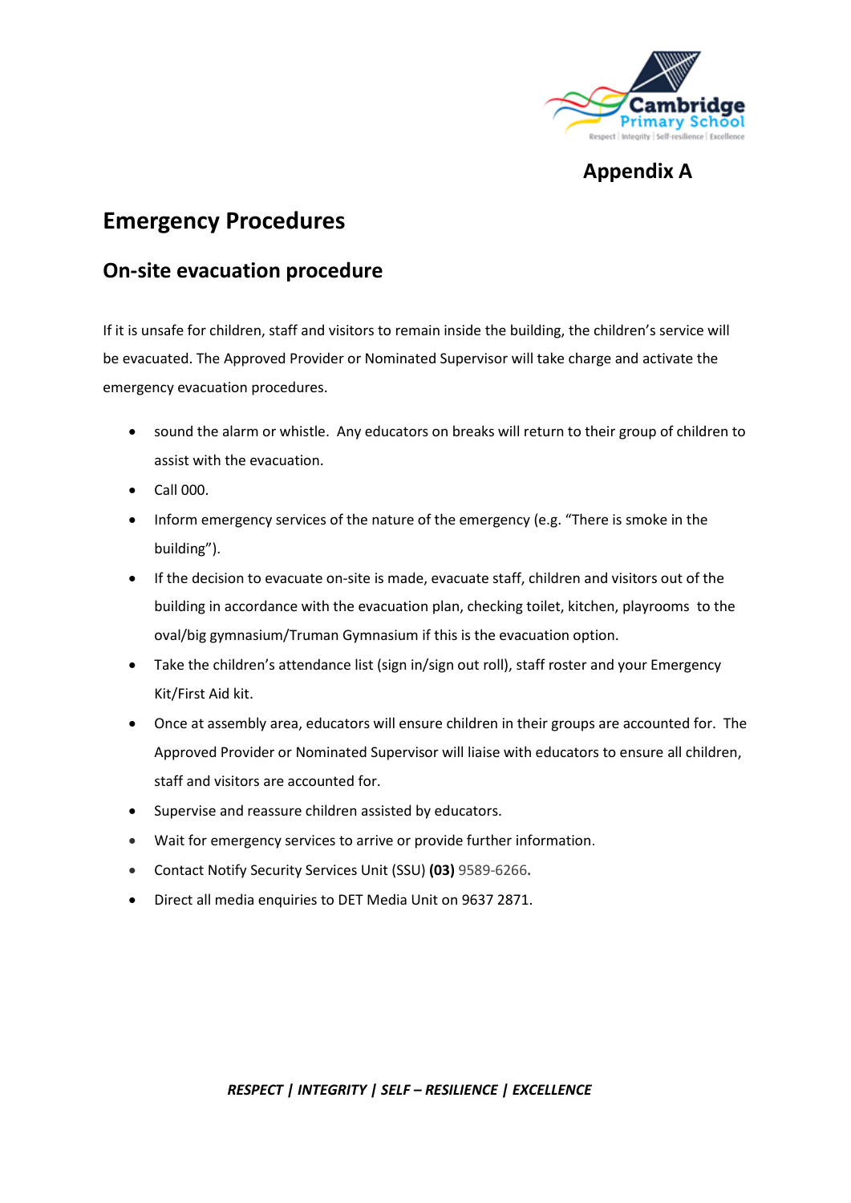**Appendix A**

# Emergency Procedures

## On-site evacuation procedure

If it is unsafe for children, staff and visitors to remain inside the building, the children's service will be evacuated. The Approved Provider or Nominated Supervisor will take charge and activate the emergency evacuation procedures.

- sound the alarm or whistle. Any educators on breaks will return to their group of children to assist with the evacuation.
- Call 000.
- Inform emergency services of the nature of the emergency (e.g. "There is smoke in the building").
- If the decision to evacuate on-site is made, evacuate staff, children and visitors out of the building in accordance with the evacuation plan, checking toilet, kitchen, playrooms to the oval/big gymnasium/Truman Gymnasium if this is the evacuation option.
- Take the children's attendance list (sign in/sign out roll), staff roster and your Emergency Kit/First Aid kit.
- Once at assembly area, educators will ensure children in their groups are accounted for. The Approved Provider or Nominated Supervisor will liaise with educators to ensure all children, staff and visitors are accounted for.
- Supervise and reassure children assisted by educators.
- Wait for emergency services to arrive or provide further information.
- Contact Notify Security Services Unit (SSU) **(03)** 9589-6266**.**
- Direct all media enquiries to DET Media Unit on 9637 2871.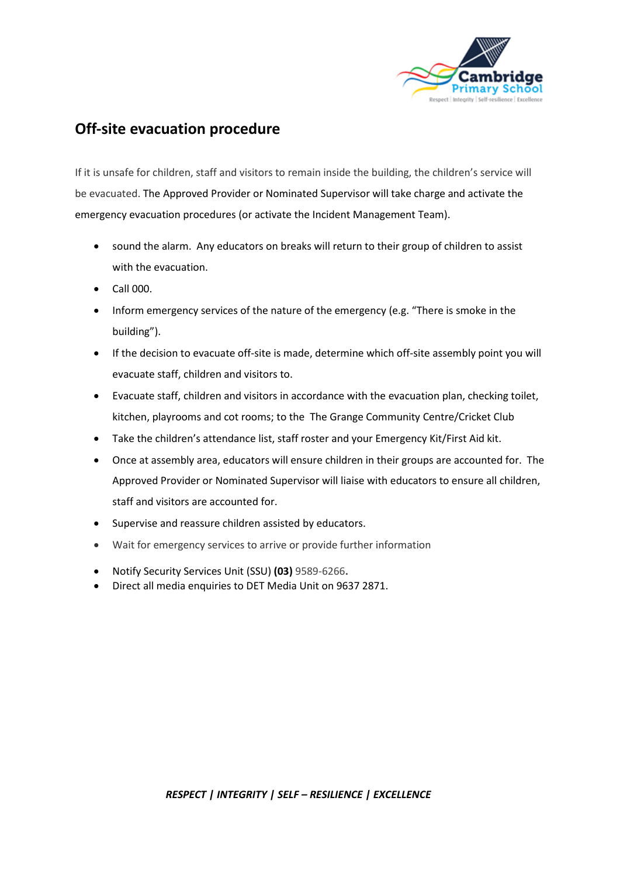## Off-site evacuation procedure

If it is unsafe for children, staff and visitors to remain inside the building, the children's service will be evacuated. The Approved Provider or Nominated Supervisor will take charge and activate the emergency evacuation procedures (or activate the Incident Management Team).

- sound the alarm. Any educators on breaks will return to their group of children to assist with the evacuation.
- Call 000.
- Inform emergency services of the nature of the emergency (e.g. "There is smoke in the building").
- If the decision to evacuate off-site is made, determine which off-site assembly point you will evacuate staff, children and visitors to.
- Evacuate staff, children and visitors in accordance with the evacuation plan, checking toilet, kitchen, playrooms and cot rooms; to the The Grange Community Centre/Cricket Club
- Take the children's attendance list, staff roster and your Emergency Kit/First Aid kit.
- Once at assembly area, educators will ensure children in their groups are accounted for. The Approved Provider or Nominated Supervisor will liaise with educators to ensure all children, staff and visitors are accounted for.
- Supervise and reassure children assisted by educators.
- Wait for emergency services to arrive or provide further information
- Notify Security Services Unit (SSU) **(03)** 9589-6266**.**
- Direct all media enquiries to DET Media Unit on 9637 2871.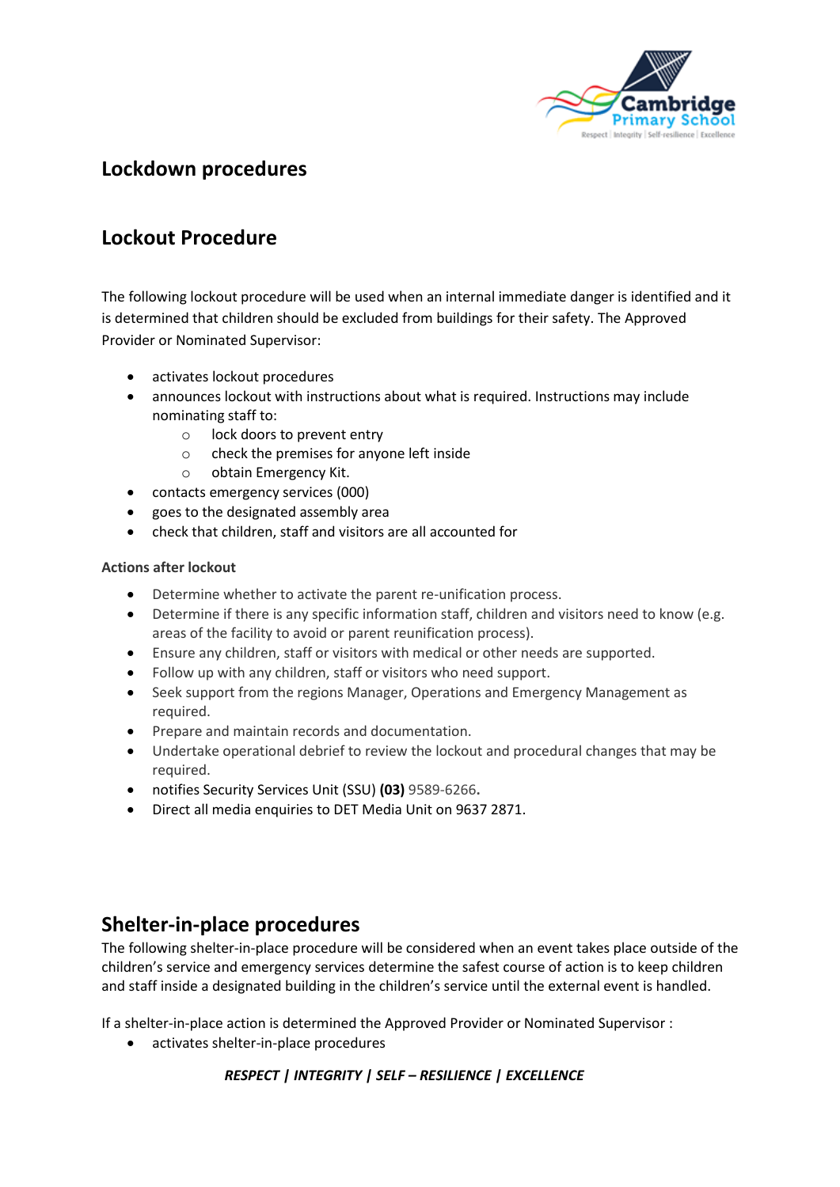## Lockdown procedures

## Lockout Procedure

The following lockout procedure will be used when an internal immediate danger is identified and it is determined that children should be excluded from buildings for their safety. The Approved Provider or Nominated Supervisor:

- activates lockout procedures
- announces lockout with instructions about what is required. Instructions may include nominating staff to:
  - lock doors to prevent entry
  - check the premises for anyone left inside
  - obtain Emergency Kit.
- contacts emergency services (000)
- goes to the designated assembly area
- check that children, staff and visitors are all accounted for

**Actions after lockout**

- Determine whether to activate the parent re-unification process.
- Determine if there is any specific information staff, children and visitors need to know (e.g. areas of the facility to avoid or parent reunification process).
- Ensure any children, staff or visitors with medical or other needs are supported.
- Follow up with any children, staff or visitors who need support.
- Seek support from the regions Manager, Operations and Emergency Management as required.
- Prepare and maintain records and documentation.
- Undertake operational debrief to review the lockout and procedural changes that may be required.
- notifies Security Services Unit (SSU) **(03)** 9589-6266**.**
- Direct all media enquiries to DET Media Unit on 9637 2871.

## Shelter-in-place procedures

The following shelter-in-place procedure will be considered when an event takes place outside of the children's service and emergency services determine the safest course of action is to keep children and staff inside a designated building in the children's service until the external event is handled.

If a shelter-in-place action is determined the Approved Provider or Nominated Supervisor :

- activates shelter-in-place procedures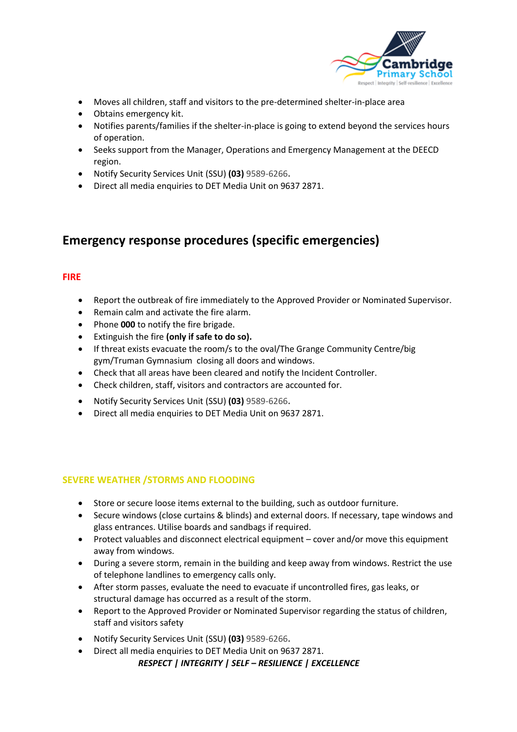- Moves all children, staff and visitors to the pre-determined shelter-in-place area
- Obtains emergency kit.
- Notifies parents/families if the shelter-in-place is going to extend beyond the services hours of operation.
- Seeks support from the Manager, Operations and Emergency Management at the DEECD region.
- Notify Security Services Unit (SSU) **(03)** 9589-6266**.**
- Direct all media enquiries to DET Media Unit on 9637 2871.

## Emergency response procedures (specific emergencies)

### FIRE

- Report the outbreak of fire immediately to the Approved Provider or Nominated Supervisor.
- Remain calm and activate the fire alarm.
- Phone **000** to notify the fire brigade.
- Extinguish the fire **(only if safe to do so).**
- If threat exists evacuate the room/s to the oval/The Grange Community Centre/big gym/Truman Gymnasium closing all doors and windows.
- Check that all areas have been cleared and notify the Incident Controller.
- Check children, staff, visitors and contractors are accounted for.
- Notify Security Services Unit (SSU) **(03)** 9589-6266**.**
- Direct all media enquiries to DET Media Unit on 9637 2871.

### SEVERE WEATHER /STORMS AND FLOODING

- Store or secure loose items external to the building, such as outdoor furniture.
- Secure windows (close curtains & blinds) and external doors. If necessary, tape windows and glass entrances. Utilise boards and sandbags if required.
- Protect valuables and disconnect electrical equipment – cover and/or move this equipment away from windows.
- During a severe storm, remain in the building and keep away from windows. Restrict the use of telephone landlines to emergency calls only.
- After storm passes, evaluate the need to evacuate if uncontrolled fires, gas leaks, or structural damage has occurred as a result of the storm.
- Report to the Approved Provider or Nominated Supervisor regarding the status of children, staff and visitors safety
- Notify Security Services Unit (SSU) **(03)** 9589-6266**.**
- Direct all media enquiries to DET Media Unit on 9637 2871.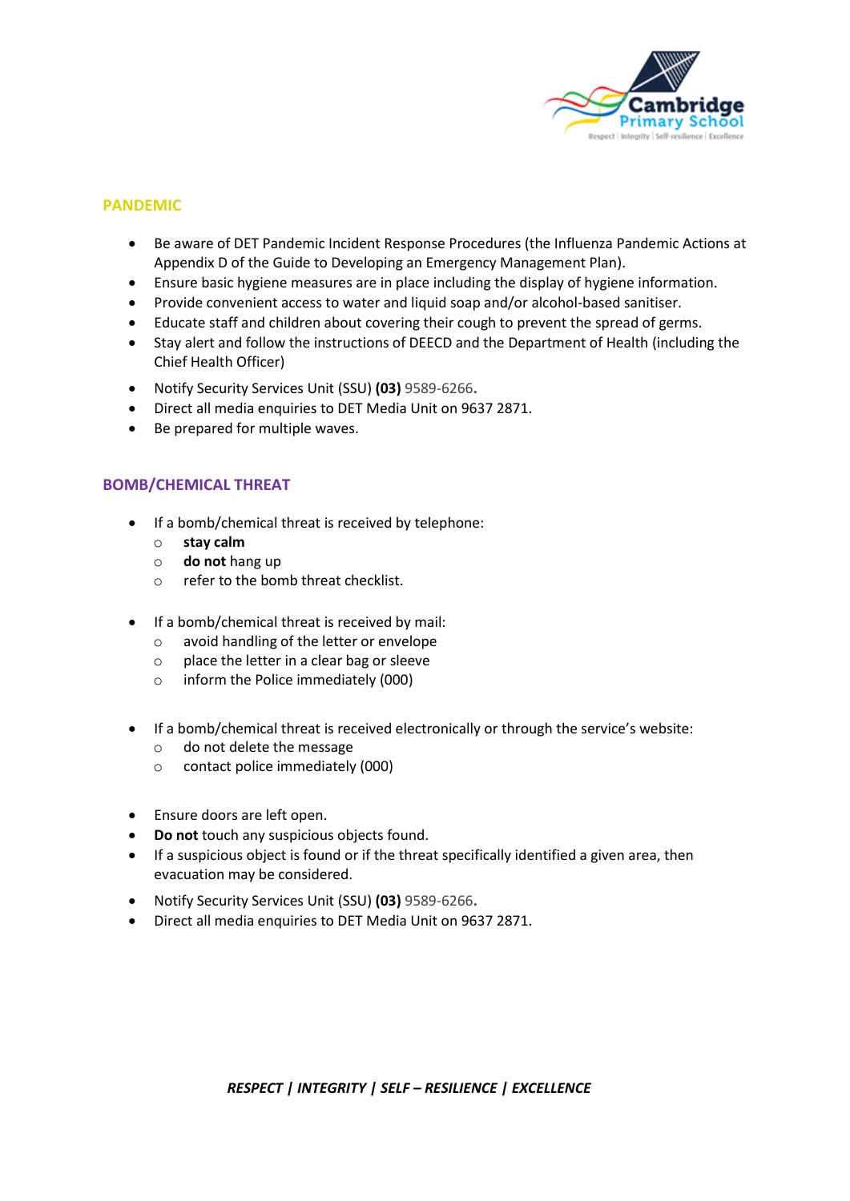## PANDEMIC

- Be aware of DET Pandemic Incident Response Procedures (the Influenza Pandemic Actions at Appendix D of the Guide to Developing an Emergency Management Plan).
- Ensure basic hygiene measures are in place including the display of hygiene information.
- Provide convenient access to water and liquid soap and/or alcohol-based sanitiser.
- Educate staff and children about covering their cough to prevent the spread of germs.
- Stay alert and follow the instructions of DEECD and the Department of Health (including the Chief Health Officer)
- Notify Security Services Unit (SSU) **(03)** 9589-6266**.**
- Direct all media enquiries to DET Media Unit on 9637 2871.
- Be prepared for multiple waves.

## BOMB/CHEMICAL THREAT

- If a bomb/chemical threat is received by telephone:
  - **stay calm**
  - **do not** hang up
  - refer to the bomb threat checklist.
- If a bomb/chemical threat is received by mail:
  - avoid handling of the letter or envelope
  - place the letter in a clear bag or sleeve
  - inform the Police immediately (000)
- If a bomb/chemical threat is received electronically or through the service's website:
  - do not delete the message
  - contact police immediately (000)
- Ensure doors are left open.
- **Do not** touch any suspicious objects found.
- If a suspicious object is found or if the threat specifically identified a given area, then evacuation may be considered.
- Notify Security Services Unit (SSU) **(03)** 9589-6266**.**
- Direct all media enquiries to DET Media Unit on 9637 2871.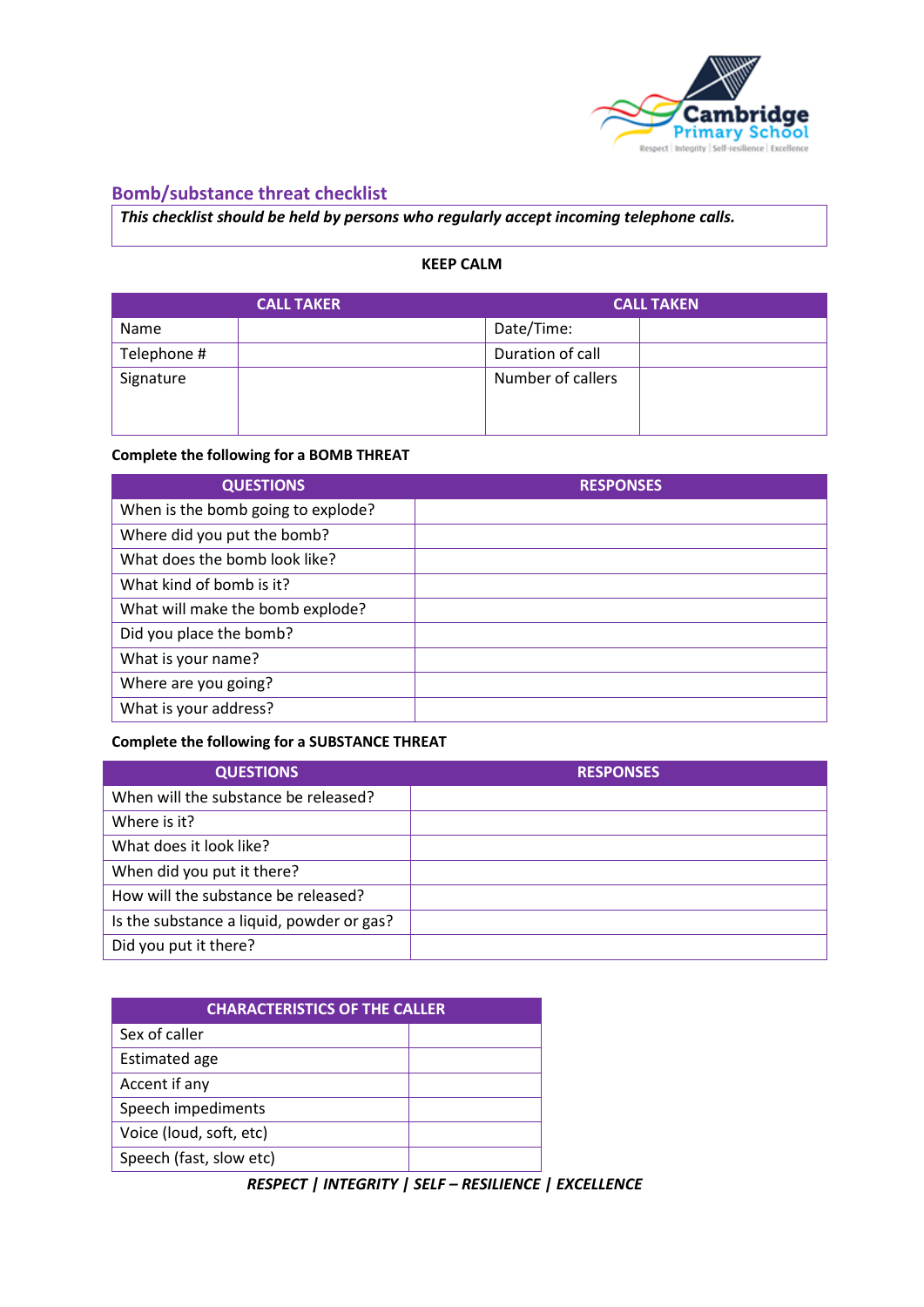## Bomb/substance threat checklist

***This checklist should be held by persons who regularly accept incoming telephone calls.***

**KEEP CALM**

| CALL TAKER | | CALL TAKEN | |
|---|---|---|---|
| Name | | Date/Time: | |
| Telephone # | | Duration of call | |
| Signature | | Number of callers | |

**Complete the following for a BOMB THREAT**

| QUESTIONS | RESPONSES |
|---|---|
| When is the bomb going to explode? | |
| Where did you put the bomb? | |
| What does the bomb look like? | |
| What kind of bomb is it? | |
| What will make the bomb explode? | |
| Did you place the bomb? | |
| What is your name? | |
| Where are you going? | |
| What is your address? | |

**Complete the following for a SUBSTANCE THREAT**

| QUESTIONS | RESPONSES |
|---|---|
| When will the substance be released? | |
| Where is it? | |
| What does it look like? | |
| When did you put it there? | |
| How will the substance be released? | |
| Is the substance a liquid, powder or gas? | |
| Did you put it there? | |

| CHARACTERISTICS OF THE CALLER | |
|---|---|
| Sex of caller | |
| Estimated age | |
| Accent if any | |
| Speech impediments | |
| Voice (loud, soft, etc) | |
| Speech (fast, slow etc) | |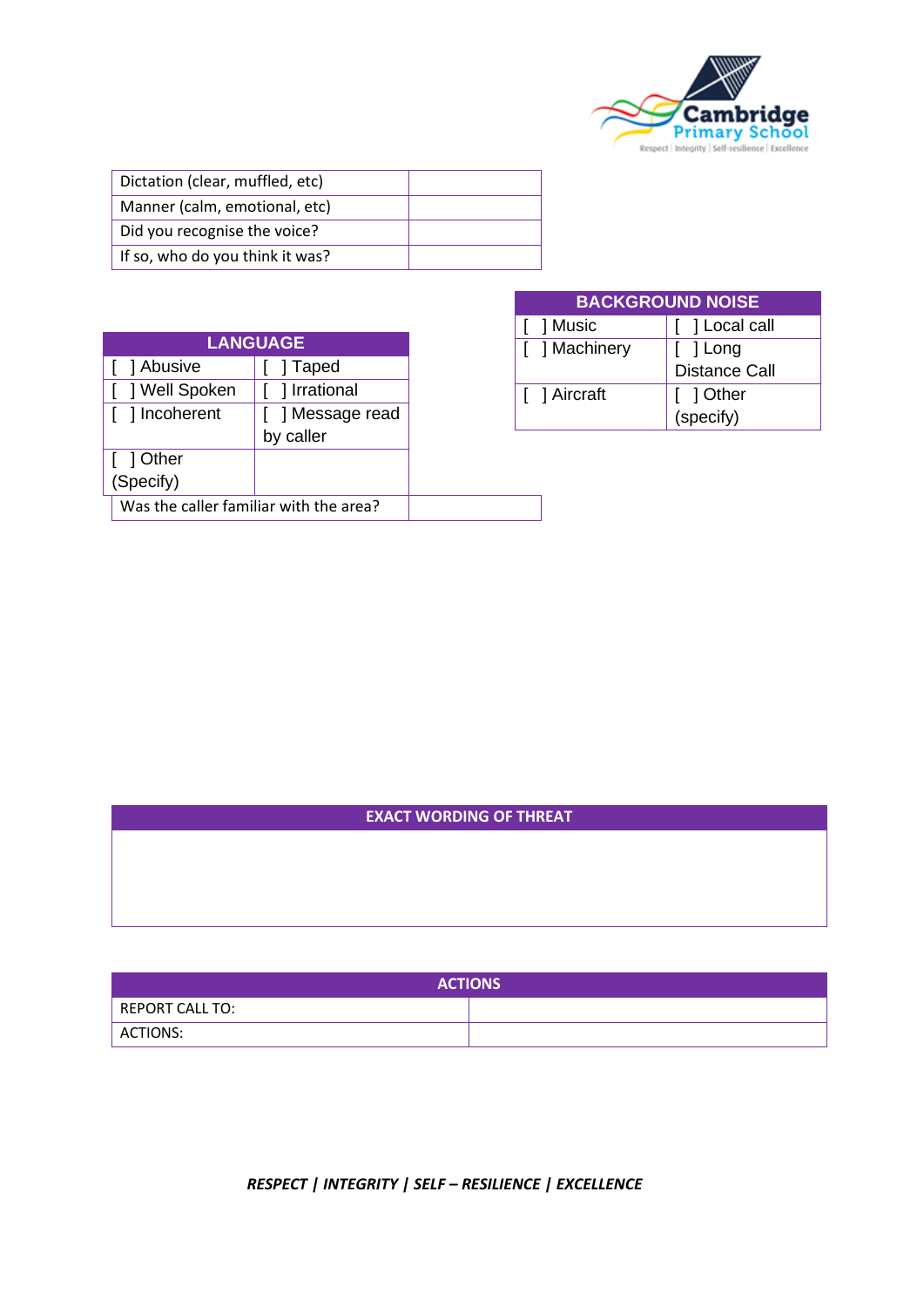| Dictation (clear, muffled, etc) | |
|---|---|
| Manner (calm, emotional, etc) | |
| Did you recognise the voice? | |
| If so, who do you think it was? | |

| LANGUAGE | |
|---|---|
| [ ] Abusive | [ ] Taped |
| [ ] Well Spoken | [ ] Irrational |
| [ ] Incoherent | [ ] Message read by caller |
| [ ] Other (Specify) | |
| Was the caller familiar with the area? | |

| BACKGROUND NOISE | |
|---|---|
| [ ] Music | [ ] Local call |
| [ ] Machinery | [ ] Long Distance Call |
| [ ] Aircraft | [ ] Other (specify) |

| EXACT WORDING OF THREAT |
|---|
| |

| ACTIONS | |
|---|---|
| REPORT CALL TO: | |
| ACTIONS: | |

***RESPECT | INTEGRITY | SELF – RESILIENCE | EXCELLENCE***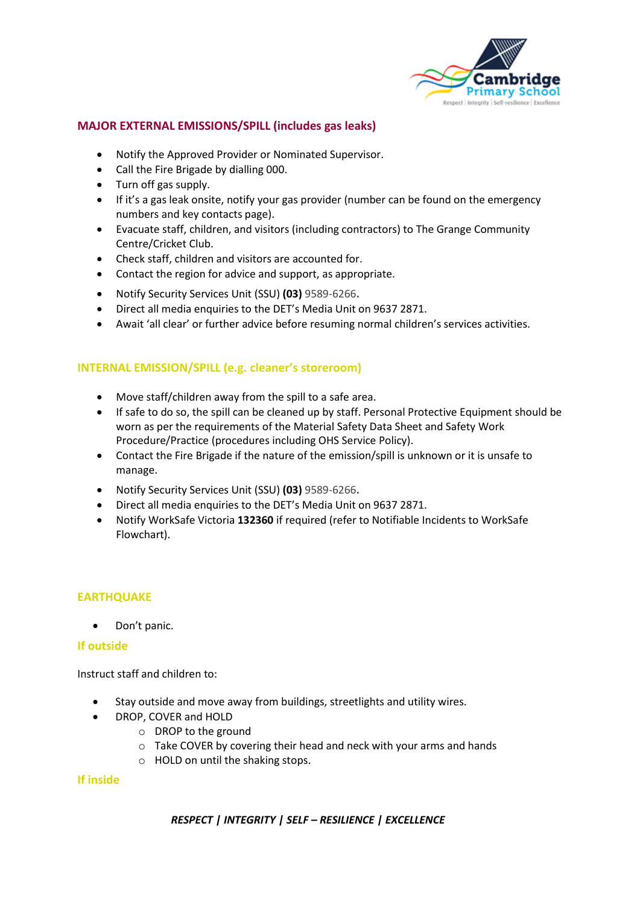## MAJOR EXTERNAL EMISSIONS/SPILL (includes gas leaks)

- Notify the Approved Provider or Nominated Supervisor.
- Call the Fire Brigade by dialling 000.
- Turn off gas supply.
- If it's a gas leak onsite, notify your gas provider (number can be found on the emergency numbers and key contacts page).
- Evacuate staff, children, and visitors (including contractors) to The Grange Community Centre/Cricket Club.
- Check staff, children and visitors are accounted for.
- Contact the region for advice and support, as appropriate.
- Notify Security Services Unit (SSU) **(03)** 9589-6266**.**
- Direct all media enquiries to the DET's Media Unit on 9637 2871.
- Await 'all clear' or further advice before resuming normal children's services activities.

## INTERNAL EMISSION/SPILL (e.g. cleaner's storeroom)

- Move staff/children away from the spill to a safe area.
- If safe to do so, the spill can be cleaned up by staff. Personal Protective Equipment should be worn as per the requirements of the Material Safety Data Sheet and Safety Work Procedure/Practice (procedures including OHS Service Policy).
- Contact the Fire Brigade if the nature of the emission/spill is unknown or it is unsafe to manage.
- Notify Security Services Unit (SSU) **(03)** 9589-6266**.**
- Direct all media enquiries to the DET's Media Unit on 9637 2871.
- Notify WorkSafe Victoria **132360** if required (refer to Notifiable Incidents to WorkSafe Flowchart).

## EARTHQUAKE

- Don't panic.

### If outside

Instruct staff and children to:

- Stay outside and move away from buildings, streetlights and utility wires.
- DROP, COVER and HOLD
  - DROP to the ground
  - Take COVER by covering their head and neck with your arms and hands
  - HOLD on until the shaking stops.

### If inside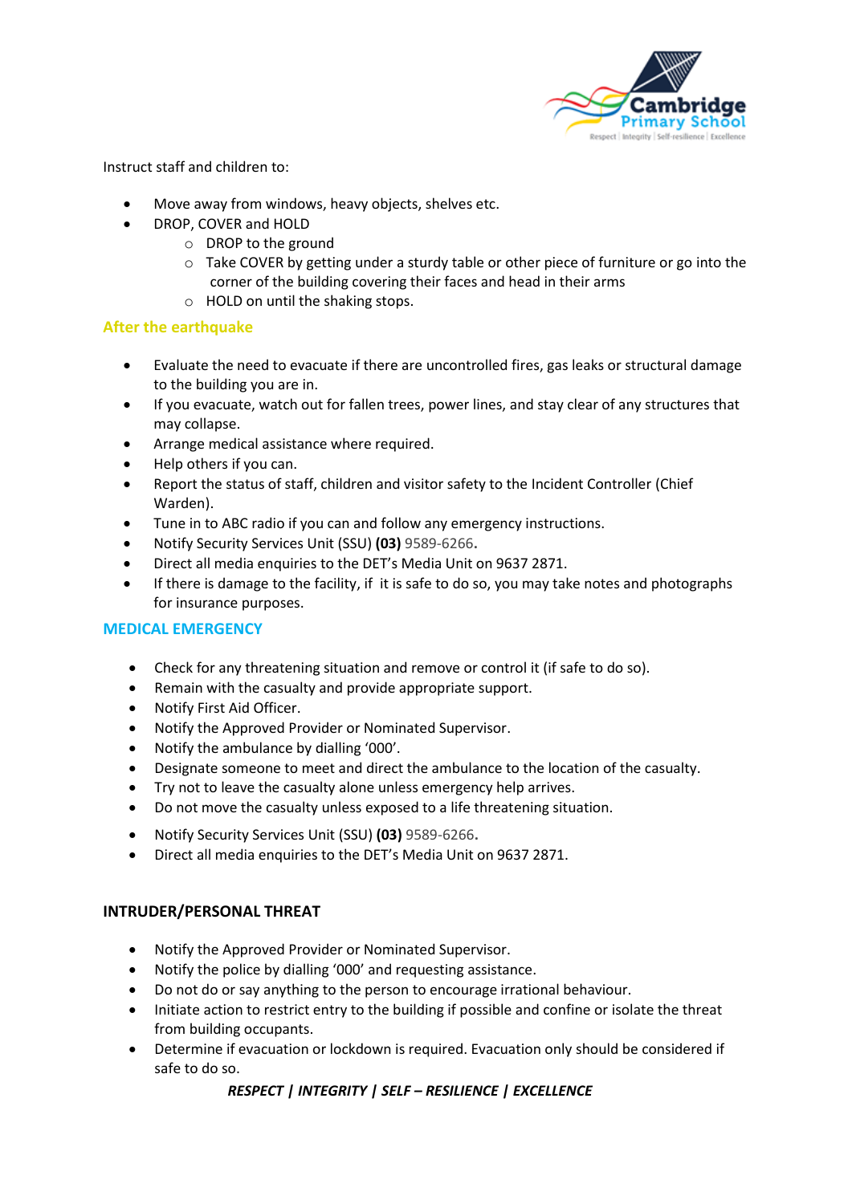Instruct staff and children to:

- Move away from windows, heavy objects, shelves etc.
- DROP, COVER and HOLD
    - DROP to the ground
    - Take COVER by getting under a sturdy table or other piece of furniture or go into the corner of the building covering their faces and head in their arms
    - HOLD on until the shaking stops.

## After the earthquake

- Evaluate the need to evacuate if there are uncontrolled fires, gas leaks or structural damage to the building you are in.
- If you evacuate, watch out for fallen trees, power lines, and stay clear of any structures that may collapse.
- Arrange medical assistance where required.
- Help others if you can.
- Report the status of staff, children and visitor safety to the Incident Controller (Chief Warden).
- Tune in to ABC radio if you can and follow any emergency instructions.
- Notify Security Services Unit (SSU) **(03)** 9589-6266**.**
- Direct all media enquiries to the DET's Media Unit on 9637 2871.
- If there is damage to the facility, if it is safe to do so, you may take notes and photographs for insurance purposes.

## MEDICAL EMERGENCY

- Check for any threatening situation and remove or control it (if safe to do so).
- Remain with the casualty and provide appropriate support.
- Notify First Aid Officer.
- Notify the Approved Provider or Nominated Supervisor.
- Notify the ambulance by dialling '000'.
- Designate someone to meet and direct the ambulance to the location of the casualty.
- Try not to leave the casualty alone unless emergency help arrives.
- Do not move the casualty unless exposed to a life threatening situation.
- Notify Security Services Unit (SSU) **(03)** 9589-6266**.**
- Direct all media enquiries to the DET's Media Unit on 9637 2871.

## INTRUDER/PERSONAL THREAT

- Notify the Approved Provider or Nominated Supervisor.
- Notify the police by dialling '000' and requesting assistance.
- Do not do or say anything to the person to encourage irrational behaviour.
- Initiate action to restrict entry to the building if possible and confine or isolate the threat from building occupants.
- Determine if evacuation or lockdown is required. Evacuation only should be considered if safe to do so.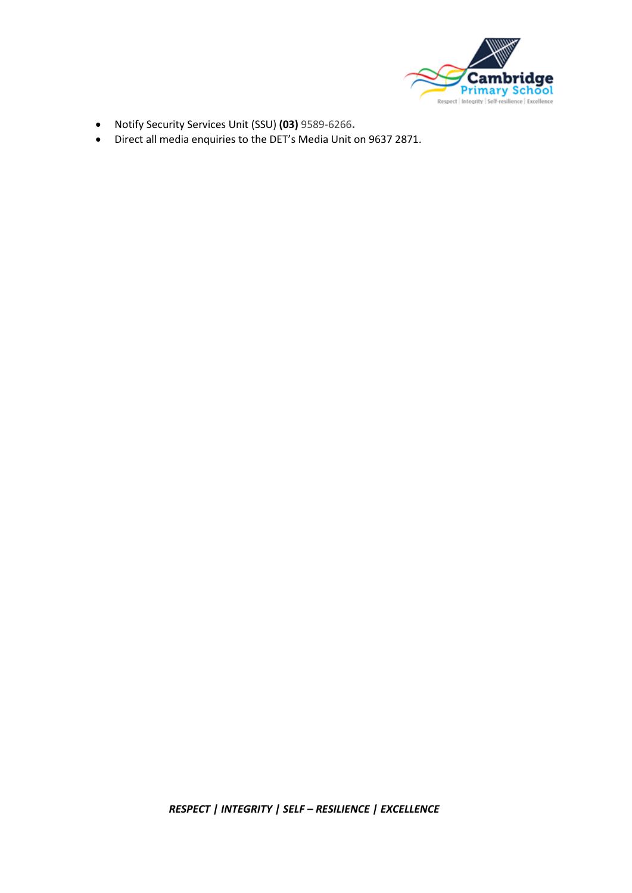- Notify Security Services Unit (SSU) **(03)** 9589-6266.
- Direct all media enquiries to the DET's Media Unit on 9637 2871.